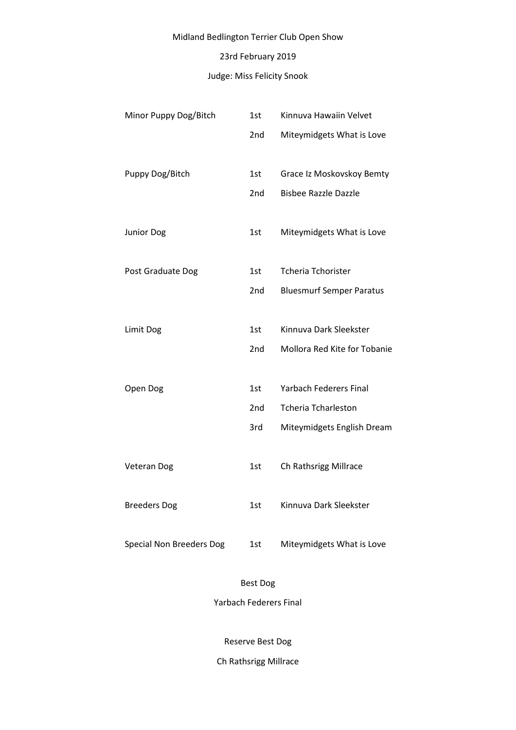Midland Bedlington Terrier Club Open Show

23rd February 2019

Judge: Miss Felicity Snook

| | | |
|---|---|---|
| Minor Puppy Dog/Bitch | 1st | Kinnuva Hawaiin Velvet |
| | 2nd | Miteymidgets What is Love |
| Puppy Dog/Bitch | 1st | Grace Iz Moskovskoy Bemty |
| | 2nd | Bisbee Razzle Dazzle |
| Junior Dog | 1st | Miteymidgets What is Love |
| Post Graduate Dog | 1st | Tcheria Tchorister |
| | 2nd | Bluesmurf Semper Paratus |
| Limit Dog | 1st | Kinnuva Dark Sleekster |
| | 2nd | Mollora Red Kite for Tobanie |
| Open Dog | 1st | Yarbach Federers Final |
| | 2nd | Tcheria Tcharleston |
| | 3rd | Miteymidgets English Dream |
| Veteran Dog | 1st | Ch Rathsrigg Millrace |
| Breeders Dog | 1st | Kinnuva Dark Sleekster |
| Special Non Breeders Dog | 1st | Miteymidgets What is Love |

Best Dog

Yarbach Federers Final

Reserve Best Dog

Ch Rathsrigg Millrace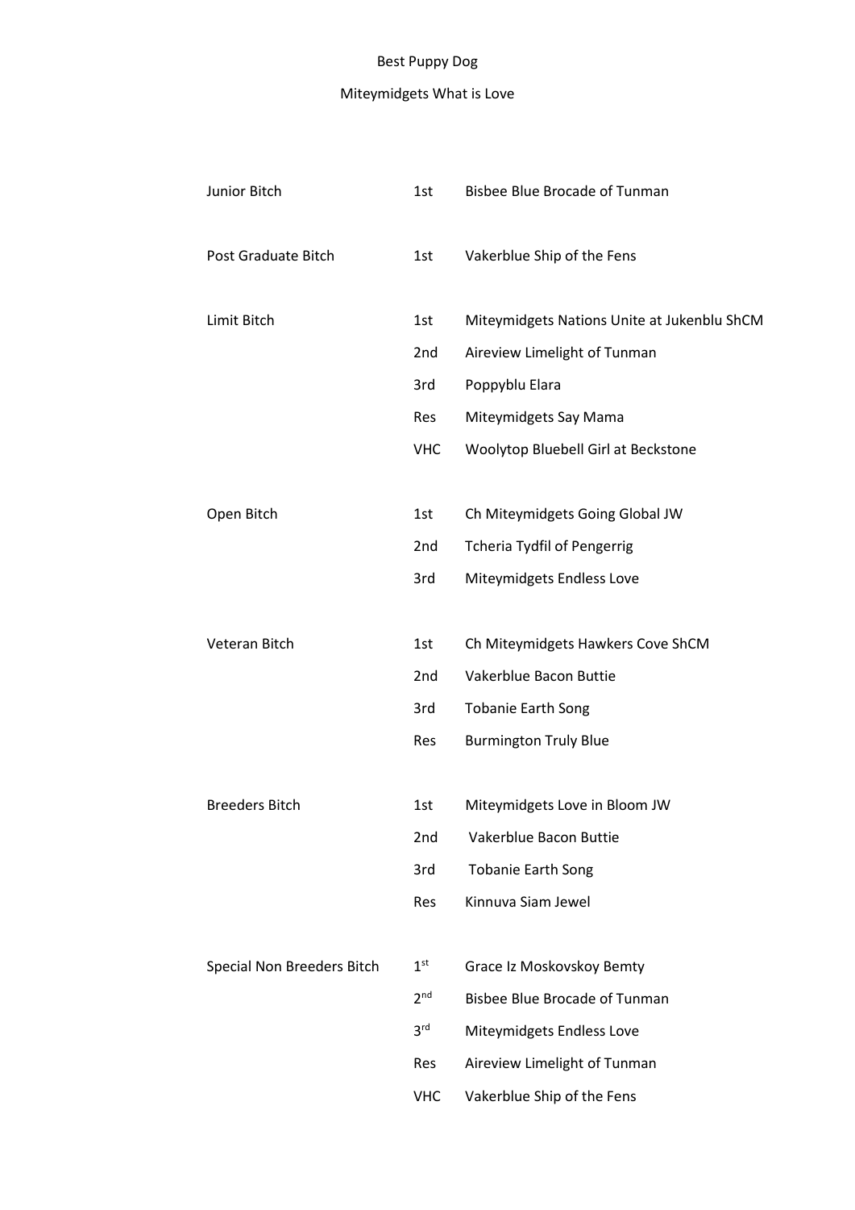Best Puppy Dog

Miteymidgets What is Love

| | | |
|---|---|---|
| Junior Bitch | 1st | Bisbee Blue Brocade of Tunman |
| Post Graduate Bitch | 1st | Vakerblue Ship of the Fens |
| Limit Bitch | 1st | Miteymidgets Nations Unite at Jukenblu ShCM |
| | 2nd | Aireview Limelight of Tunman |
| | 3rd | Poppyblu Elara |
| | Res | Miteymidgets Say Mama |
| | VHC | Woolytop Bluebell Girl at Beckstone |
| Open Bitch | 1st | Ch Miteymidgets Going Global JW |
| | 2nd | Tcheria Tydfil of Pengerrig |
| | 3rd | Miteymidgets Endless Love |
| Veteran Bitch | 1st | Ch Miteymidgets Hawkers Cove ShCM |
| | 2nd | Vakerblue Bacon Buttie |
| | 3rd | Tobanie Earth Song |
| | Res | Burmington Truly Blue |
| Breeders Bitch | 1st | Miteymidgets Love in Bloom JW |
| | 2nd | Vakerblue Bacon Buttie |
| | 3rd | Tobanie Earth Song |
| | Res | Kinnuva Siam Jewel |
| Special Non Breeders Bitch | 1st | Grace Iz Moskovskoy Bemty |
| | 2nd | Bisbee Blue Brocade of Tunman |
| | 3rd | Miteymidgets Endless Love |
| | Res | Aireview Limelight of Tunman |
| | VHC | Vakerblue Ship of the Fens |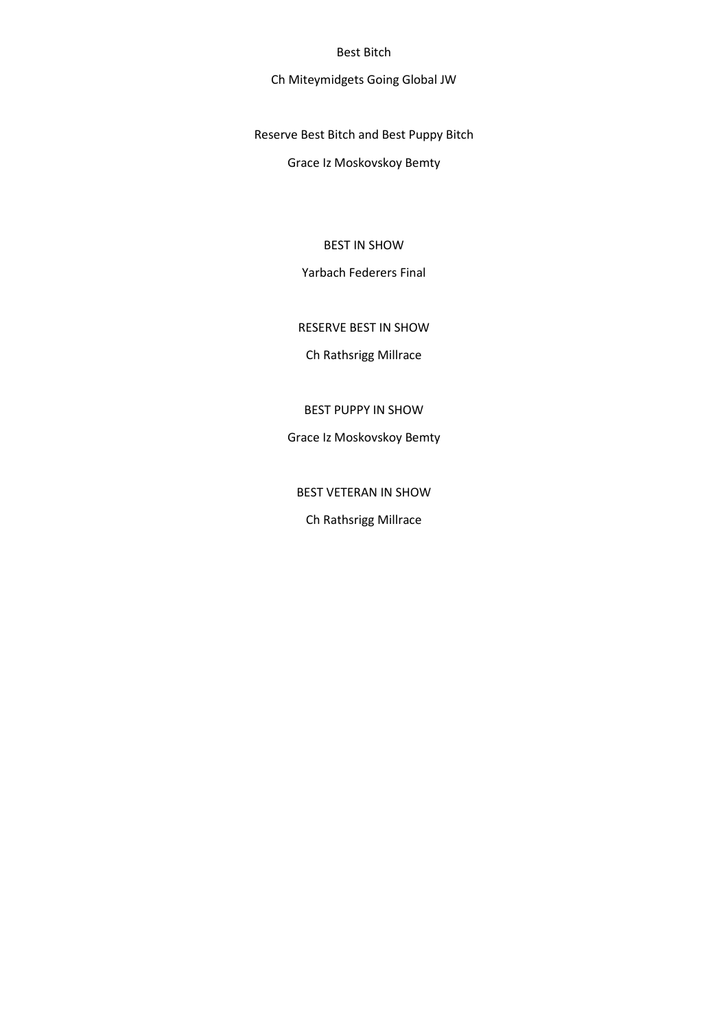Best Bitch

Ch Miteymidgets Going Global JW

Reserve Best Bitch and Best Puppy Bitch

Grace Iz Moskovskoy Bemty

BEST IN SHOW

Yarbach Federers Final

RESERVE BEST IN SHOW

Ch Rathsrigg Millrace

BEST PUPPY IN SHOW

Grace Iz Moskovskoy Bemty

BEST VETERAN IN SHOW

Ch Rathsrigg Millrace